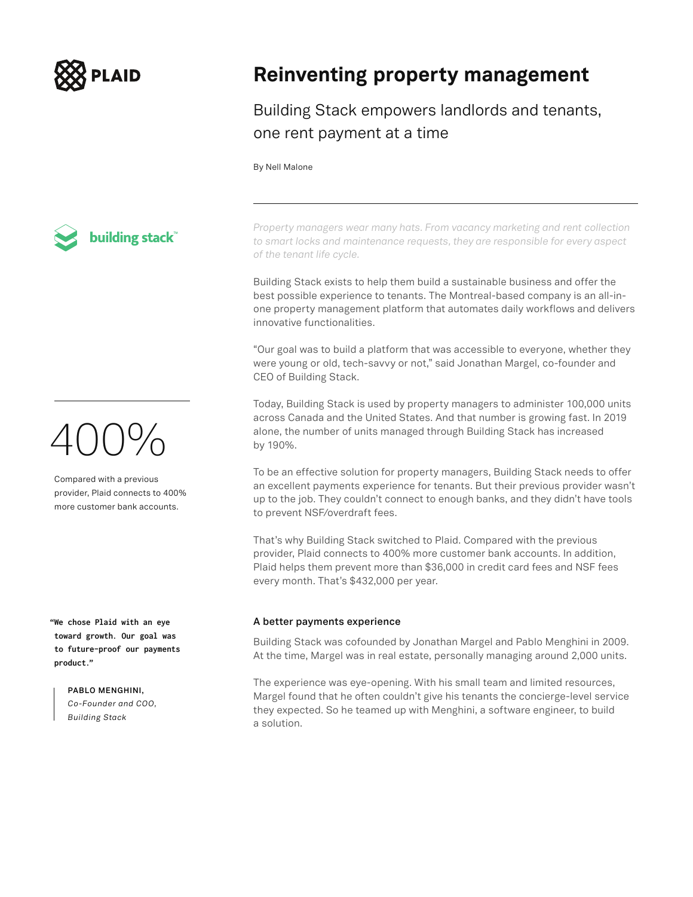PLAID

# Reinventing property management

Building Stack empowers landlords and tenants, one rent payment at a time

By Nell Malone

building stack™

*Property managers wear many hats. From vacancy marketing and rent collection to smart locks and maintenance requests, they are responsible for every aspect of the tenant life cycle.*

Building Stack exists to help them build a sustainable business and offer the best possible experience to tenants. The Montreal-based company is an all-in-one property management platform that automates daily workflows and delivers innovative functionalities.

"Our goal was to build a platform that was accessible to everyone, whether they were young or old, tech-savvy or not," said Jonathan Margel, co-founder and CEO of Building Stack.

Today, Building Stack is used by property managers to administer 100,000 units across Canada and the United States. And that number is growing fast. In 2019 alone, the number of units managed through Building Stack has increased by 190%.

400%

Compared with a previous provider, Plaid connects to 400% more customer bank accounts.

To be an effective solution for property managers, Building Stack needs to offer an excellent payments experience for tenants. But their previous provider wasn't up to the job. They couldn't connect to enough banks, and they didn't have tools to prevent NSF/overdraft fees.

That's why Building Stack switched to Plaid. Compared with the previous provider, Plaid connects to 400% more customer bank accounts. In addition, Plaid helps them prevent more than $36,000 in credit card fees and NSF fees every month. That's $432,000 per year.

**"We chose Plaid with an eye toward growth. Our goal was to future-proof our payments product."**

**PABLO MENGHINI,**
*Co-Founder and COO, Building Stack*

### A better payments experience

Building Stack was cofounded by Jonathan Margel and Pablo Menghini in 2009. At the time, Margel was in real estate, personally managing around 2,000 units.

The experience was eye-opening. With his small team and limited resources, Margel found that he often couldn't give his tenants the concierge-level service they expected. So he teamed up with Menghini, a software engineer, to build a solution.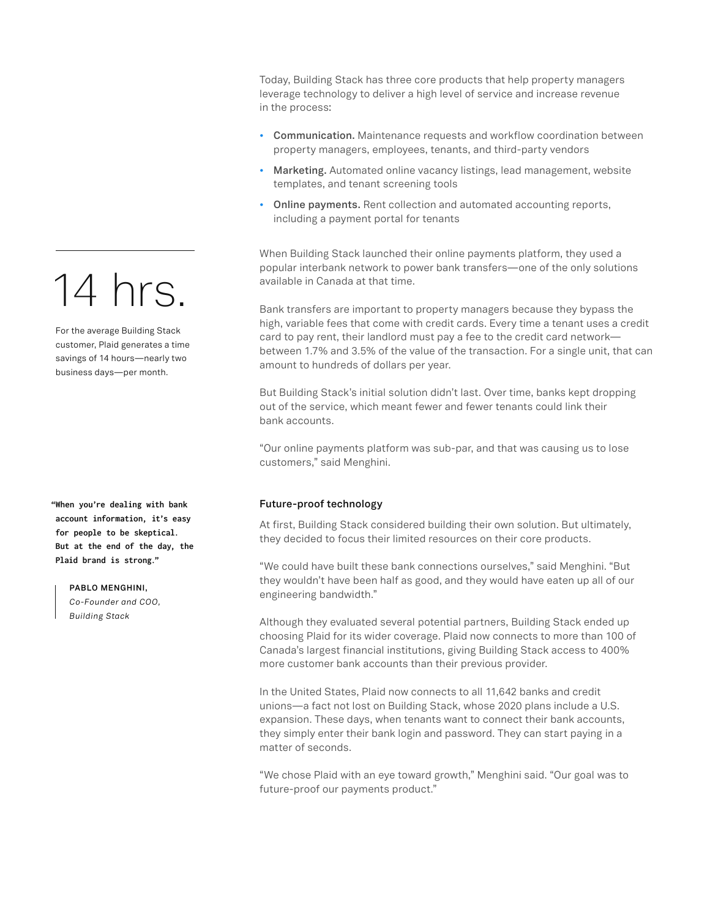Today, Building Stack has three core products that help property managers leverage technology to deliver a high level of service and increase revenue in the process:

- **Communication.** Maintenance requests and workflow coordination between property managers, employees, tenants, and third-party vendors
- **Marketing.** Automated online vacancy listings, lead management, website templates, and tenant screening tools
- **Online payments.** Rent collection and automated accounting reports, including a payment portal for tenants

When Building Stack launched their online payments platform, they used a popular interbank network to power bank transfers—one of the only solutions available in Canada at that time.

Bank transfers are important to property managers because they bypass the high, variable fees that come with credit cards. Every time a tenant uses a credit card to pay rent, their landlord must pay a fee to the credit card network—between 1.7% and 3.5% of the value of the transaction. For a single unit, that can amount to hundreds of dollars per year.

But Building Stack's initial solution didn't last. Over time, banks kept dropping out of the service, which meant fewer and fewer tenants could link their bank accounts.

"Our online payments platform was sub-par, and that was causing us to lose customers," said Menghini.

**14 hrs.**

For the average Building Stack customer, Plaid generates a time savings of 14 hours—nearly two business days—per month.

## Future-proof technology

At first, Building Stack considered building their own solution. But ultimately, they decided to focus their limited resources on their core products.

"We could have built these bank connections ourselves," said Menghini. "But they wouldn't have been half as good, and they would have eaten up all of our engineering bandwidth."

Although they evaluated several potential partners, Building Stack ended up choosing Plaid for its wider coverage. Plaid now connects to more than 100 of Canada's largest financial institutions, giving Building Stack access to 400% more customer bank accounts than their previous provider.

In the United States, Plaid now connects to all 11,642 banks and credit unions—a fact not lost on Building Stack, whose 2020 plans include a U.S. expansion. These days, when tenants want to connect their bank accounts, they simply enter their bank login and password. They can start paying in a matter of seconds.

"We chose Plaid with an eye toward growth," Menghini said. "Our goal was to future-proof our payments product."

> **"When you're dealing with bank account information, it's easy for people to be skeptical. But at the end of the day, the Plaid brand is strong."**
>
> **PABLO MENGHINI,**
> *Co-Founder and COO, Building Stack*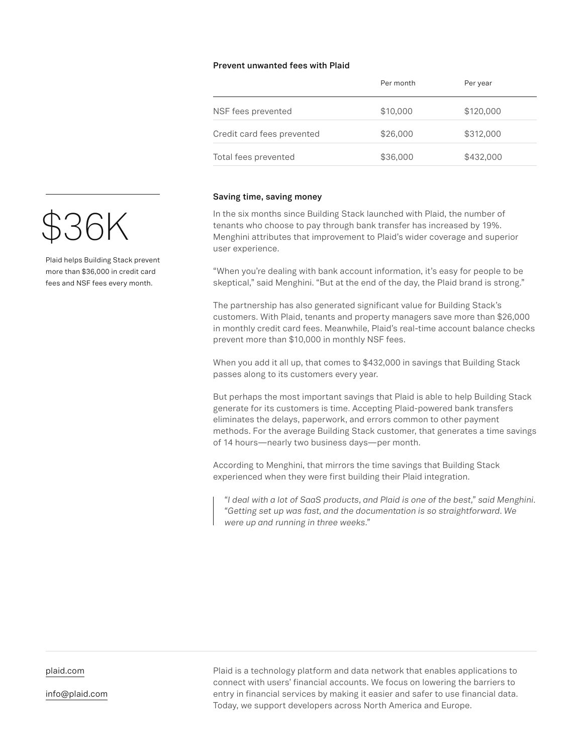### Prevent unwanted fees with Plaid

| | Per month | Per year |
|---|---|---|
| NSF fees prevented | $10,000 | $120,000 |
| Credit card fees prevented | $26,000 | $312,000 |
| Total fees prevented | $36,000 | $432,000 |

# $36K

Plaid helps Building Stack prevent more than $36,000 in credit card fees and NSF fees every month.

### Saving time, saving money

In the six months since Building Stack launched with Plaid, the number of tenants who choose to pay through bank transfer has increased by 19%. Menghini attributes that improvement to Plaid's wider coverage and superior user experience.

"When you're dealing with bank account information, it's easy for people to be skeptical," said Menghini. "But at the end of the day, the Plaid brand is strong."

The partnership has also generated significant value for Building Stack's customers. With Plaid, tenants and property managers save more than $26,000 in monthly credit card fees. Meanwhile, Plaid's real-time account balance checks prevent more than $10,000 in monthly NSF fees.

When you add it all up, that comes to $432,000 in savings that Building Stack passes along to its customers every year.

But perhaps the most important savings that Plaid is able to help Building Stack generate for its customers is time. Accepting Plaid-powered bank transfers eliminates the delays, paperwork, and errors common to other payment methods. For the average Building Stack customer, that generates a time savings of 14 hours—nearly two business days—per month.

According to Menghini, that mirrors the time savings that Building Stack experienced when they were first building their Plaid integration.

> *"I deal with a lot of SaaS products, and Plaid is one of the best," said Menghini. "Getting set up was fast, and the documentation is so straightforward. We were up and running in three weeks."*

plaid.com

info@plaid.com

Plaid is a technology platform and data network that enables applications to connect with users' financial accounts. We focus on lowering the barriers to entry in financial services by making it easier and safer to use financial data. Today, we support developers across North America and Europe.